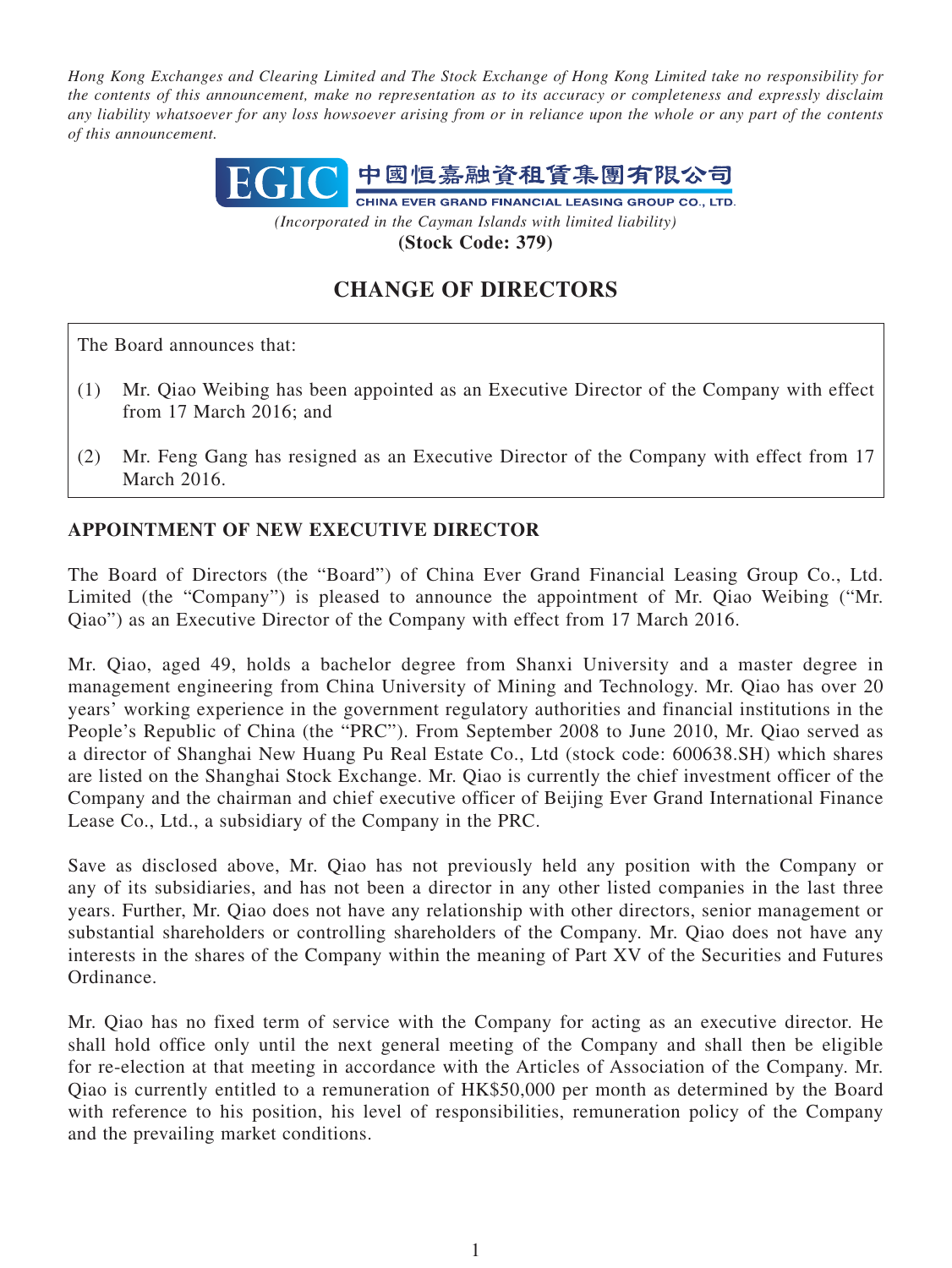*Hong Kong Exchanges and Clearing Limited and The Stock Exchange of Hong Kong Limited take no responsibility for the contents of this announcement, make no representation as to its accuracy or completeness and expressly disclaim any liability whatsoever for any loss howsoever arising from or in reliance upon the whole or any part of the contents of this announcement.*

EGIC 中國恒嘉融資租賃集團有限公司
CHINA EVER GRAND FINANCIAL LEASING GROUP CO., LTD.

*(Incorporated in the Cayman Islands with limited liability)*

**(Stock Code: 379)**

# CHANGE OF DIRECTORS

The Board announces that:

(1) Mr. Qiao Weibing has been appointed as an Executive Director of the Company with effect from 17 March 2016; and

(2) Mr. Feng Gang has resigned as an Executive Director of the Company with effect from 17 March 2016.

## APPOINTMENT OF NEW EXECUTIVE DIRECTOR

The Board of Directors (the "Board") of China Ever Grand Financial Leasing Group Co., Ltd. Limited (the "Company") is pleased to announce the appointment of Mr. Qiao Weibing ("Mr. Qiao") as an Executive Director of the Company with effect from 17 March 2016.

Mr. Qiao, aged 49, holds a bachelor degree from Shanxi University and a master degree in management engineering from China University of Mining and Technology. Mr. Qiao has over 20 years' working experience in the government regulatory authorities and financial institutions in the People's Republic of China (the "PRC"). From September 2008 to June 2010, Mr. Qiao served as a director of Shanghai New Huang Pu Real Estate Co., Ltd (stock code: 600638.SH) which shares are listed on the Shanghai Stock Exchange. Mr. Qiao is currently the chief investment officer of the Company and the chairman and chief executive officer of Beijing Ever Grand International Finance Lease Co., Ltd., a subsidiary of the Company in the PRC.

Save as disclosed above, Mr. Qiao has not previously held any position with the Company or any of its subsidiaries, and has not been a director in any other listed companies in the last three years. Further, Mr. Qiao does not have any relationship with other directors, senior management or substantial shareholders or controlling shareholders of the Company. Mr. Qiao does not have any interests in the shares of the Company within the meaning of Part XV of the Securities and Futures Ordinance.

Mr. Qiao has no fixed term of service with the Company for acting as an executive director. He shall hold office only until the next general meeting of the Company and shall then be eligible for re-election at that meeting in accordance with the Articles of Association of the Company. Mr. Qiao is currently entitled to a remuneration of HK$50,000 per month as determined by the Board with reference to his position, his level of responsibilities, remuneration policy of the Company and the prevailing market conditions.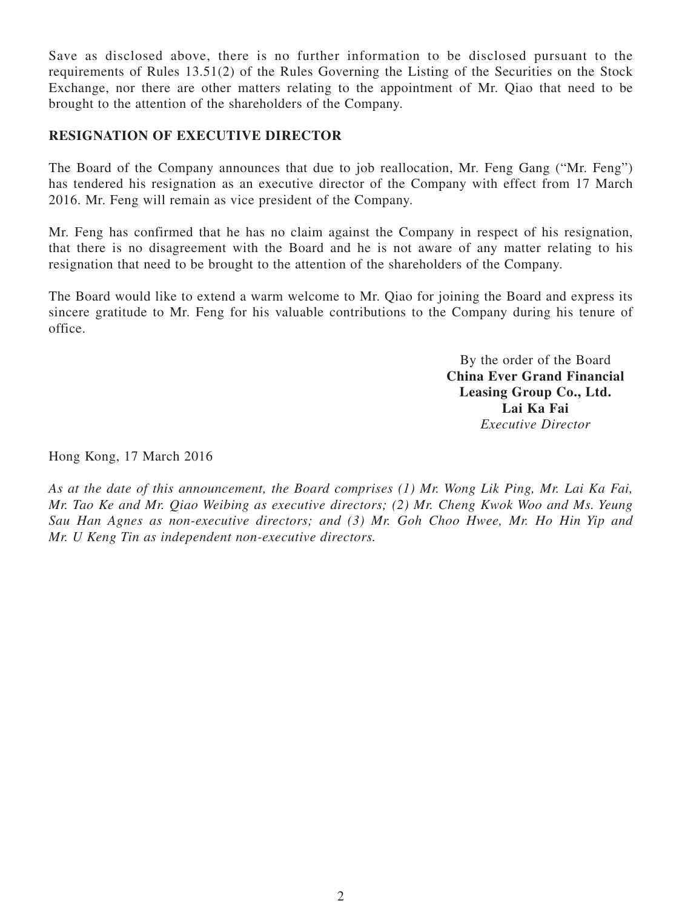Save as disclosed above, there is no further information to be disclosed pursuant to the requirements of Rules 13.51(2) of the Rules Governing the Listing of the Securities on the Stock Exchange, nor there are other matters relating to the appointment of Mr. Qiao that need to be brought to the attention of the shareholders of the Company.

**RESIGNATION OF EXECUTIVE DIRECTOR**

The Board of the Company announces that due to job reallocation, Mr. Feng Gang ("Mr. Feng") has tendered his resignation as an executive director of the Company with effect from 17 March 2016. Mr. Feng will remain as vice president of the Company.

Mr. Feng has confirmed that he has no claim against the Company in respect of his resignation, that there is no disagreement with the Board and he is not aware of any matter relating to his resignation that need to be brought to the attention of the shareholders of the Company.

The Board would like to extend a warm welcome to Mr. Qiao for joining the Board and express its sincere gratitude to Mr. Feng for his valuable contributions to the Company during his tenure of office.

By the order of the Board
**China Ever Grand Financial Leasing Group Co., Ltd.**
**Lai Ka Fai**
*Executive Director*

Hong Kong, 17 March 2016

*As at the date of this announcement, the Board comprises (1) Mr. Wong Lik Ping, Mr. Lai Ka Fai, Mr. Tao Ke and Mr. Qiao Weibing as executive directors; (2) Mr. Cheng Kwok Woo and Ms. Yeung Sau Han Agnes as non-executive directors; and (3) Mr. Goh Choo Hwee, Mr. Ho Hin Yip and Mr. U Keng Tin as independent non-executive directors.*